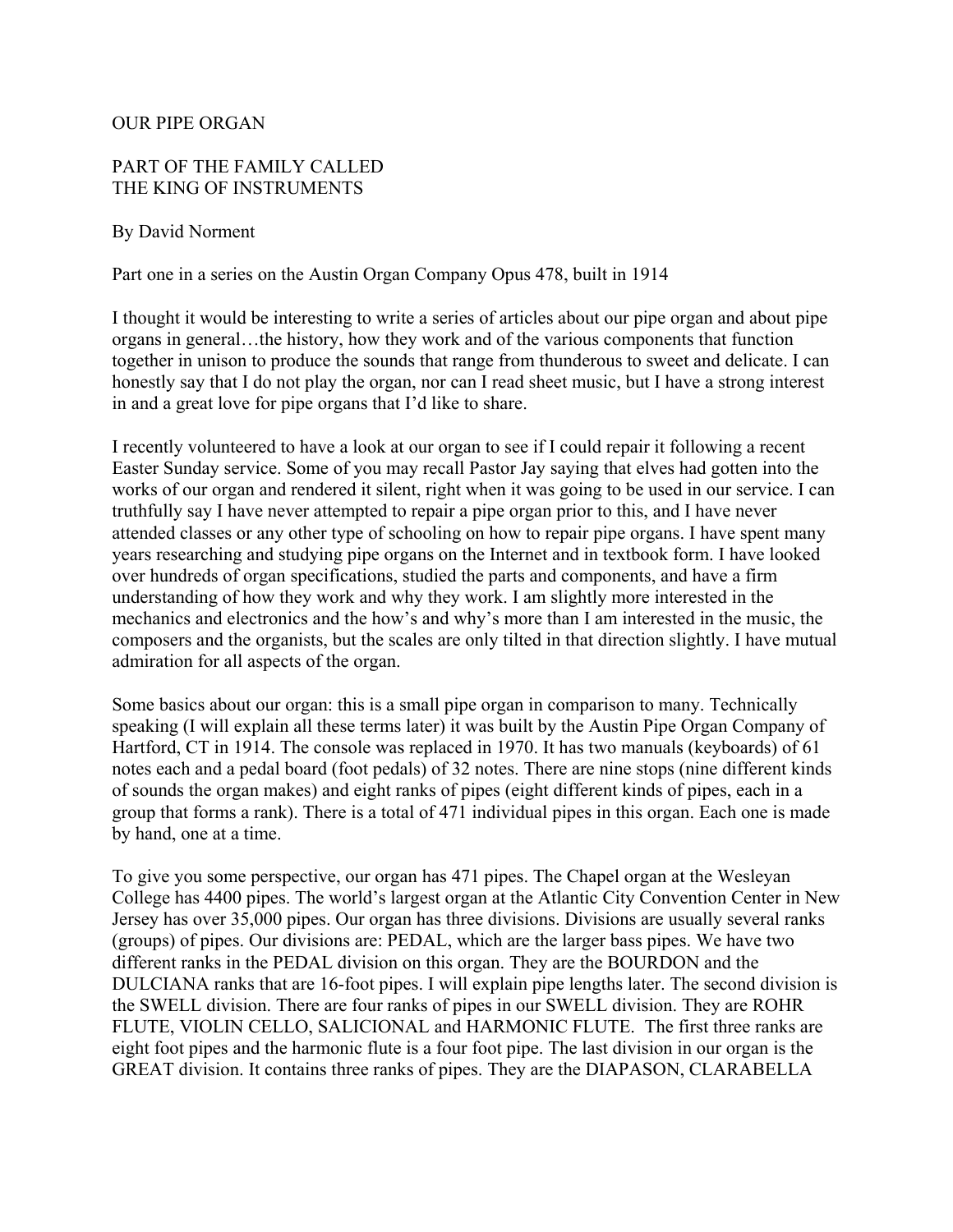# OUR PIPE ORGAN

## PART OF THE FAMILY CALLED THE KING OF INSTRUMENTS

By David Norment

Part one in a series on the Austin Organ Company Opus 478, built in 1914

I thought it would be interesting to write a series of articles about our pipe organ and about pipe organs in general…the history, how they work and of the various components that function together in unison to produce the sounds that range from thunderous to sweet and delicate. I can honestly say that I do not play the organ, nor can I read sheet music, but I have a strong interest in and a great love for pipe organs that I'd like to share.

I recently volunteered to have a look at our organ to see if I could repair it following a recent Easter Sunday service. Some of you may recall Pastor Jay saying that elves had gotten into the works of our organ and rendered it silent, right when it was going to be used in our service. I can truthfully say I have never attempted to repair a pipe organ prior to this, and I have never attended classes or any other type of schooling on how to repair pipe organs. I have spent many years researching and studying pipe organs on the Internet and in textbook form. I have looked over hundreds of organ specifications, studied the parts and components, and have a firm understanding of how they work and why they work. I am slightly more interested in the mechanics and electronics and the how's and why's more than I am interested in the music, the composers and the organists, but the scales are only tilted in that direction slightly. I have mutual admiration for all aspects of the organ.

Some basics about our organ: this is a small pipe organ in comparison to many. Technically speaking (I will explain all these terms later) it was built by the Austin Pipe Organ Company of Hartford, CT in 1914. The console was replaced in 1970. It has two manuals (keyboards) of 61 notes each and a pedal board (foot pedals) of 32 notes. There are nine stops (nine different kinds of sounds the organ makes) and eight ranks of pipes (eight different kinds of pipes, each in a group that forms a rank). There is a total of 471 individual pipes in this organ. Each one is made by hand, one at a time.

To give you some perspective, our organ has 471 pipes. The Chapel organ at the Wesleyan College has 4400 pipes. The world's largest organ at the Atlantic City Convention Center in New Jersey has over 35,000 pipes. Our organ has three divisions. Divisions are usually several ranks (groups) of pipes. Our divisions are: PEDAL, which are the larger bass pipes. We have two different ranks in the PEDAL division on this organ. They are the BOURDON and the DULCIANA ranks that are 16-foot pipes. I will explain pipe lengths later. The second division is the SWELL division. There are four ranks of pipes in our SWELL division. They are ROHR FLUTE, VIOLIN CELLO, SALICIONAL and HARMONIC FLUTE. The first three ranks are eight foot pipes and the harmonic flute is a four foot pipe. The last division in our organ is the GREAT division. It contains three ranks of pipes. They are the DIAPASON, CLARABELLA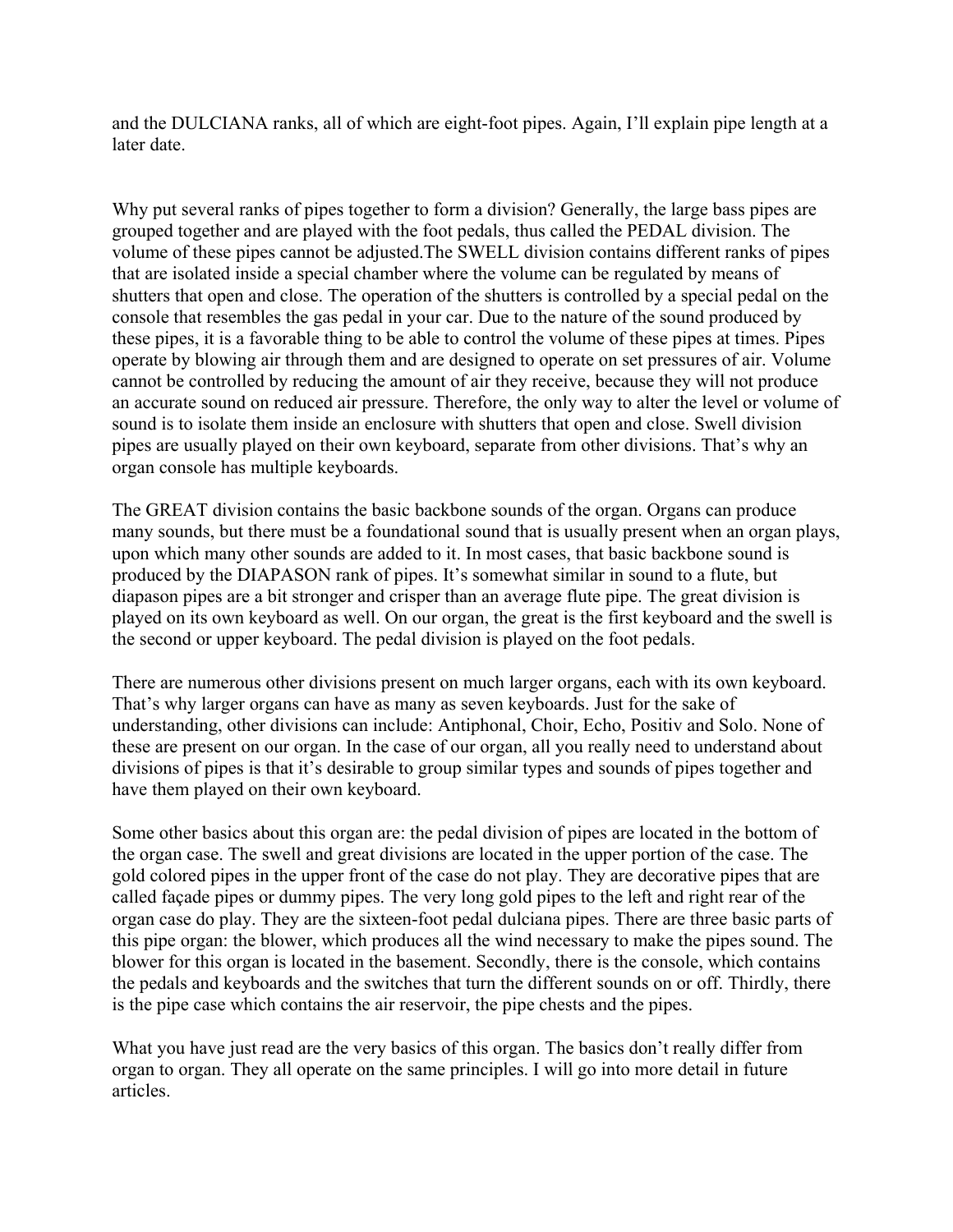and the DULCIANA ranks, all of which are eight-foot pipes. Again, I'll explain pipe length at a later date.

Why put several ranks of pipes together to form a division? Generally, the large bass pipes are grouped together and are played with the foot pedals, thus called the PEDAL division. The volume of these pipes cannot be adjusted.The SWELL division contains different ranks of pipes that are isolated inside a special chamber where the volume can be regulated by means of shutters that open and close. The operation of the shutters is controlled by a special pedal on the console that resembles the gas pedal in your car. Due to the nature of the sound produced by these pipes, it is a favorable thing to be able to control the volume of these pipes at times. Pipes operate by blowing air through them and are designed to operate on set pressures of air. Volume cannot be controlled by reducing the amount of air they receive, because they will not produce an accurate sound on reduced air pressure. Therefore, the only way to alter the level or volume of sound is to isolate them inside an enclosure with shutters that open and close. Swell division pipes are usually played on their own keyboard, separate from other divisions. That's why an organ console has multiple keyboards.

The GREAT division contains the basic backbone sounds of the organ. Organs can produce many sounds, but there must be a foundational sound that is usually present when an organ plays, upon which many other sounds are added to it. In most cases, that basic backbone sound is produced by the DIAPASON rank of pipes. It's somewhat similar in sound to a flute, but diapason pipes are a bit stronger and crisper than an average flute pipe. The great division is played on its own keyboard as well. On our organ, the great is the first keyboard and the swell is the second or upper keyboard. The pedal division is played on the foot pedals.

There are numerous other divisions present on much larger organs, each with its own keyboard. That's why larger organs can have as many as seven keyboards. Just for the sake of understanding, other divisions can include: Antiphonal, Choir, Echo, Positiv and Solo. None of these are present on our organ. In the case of our organ, all you really need to understand about divisions of pipes is that it's desirable to group similar types and sounds of pipes together and have them played on their own keyboard.

Some other basics about this organ are: the pedal division of pipes are located in the bottom of the organ case. The swell and great divisions are located in the upper portion of the case. The gold colored pipes in the upper front of the case do not play. They are decorative pipes that are called façade pipes or dummy pipes. The very long gold pipes to the left and right rear of the organ case do play. They are the sixteen-foot pedal dulciana pipes. There are three basic parts of this pipe organ: the blower, which produces all the wind necessary to make the pipes sound. The blower for this organ is located in the basement. Secondly, there is the console, which contains the pedals and keyboards and the switches that turn the different sounds on or off. Thirdly, there is the pipe case which contains the air reservoir, the pipe chests and the pipes.

What you have just read are the very basics of this organ. The basics don't really differ from organ to organ. They all operate on the same principles. I will go into more detail in future articles.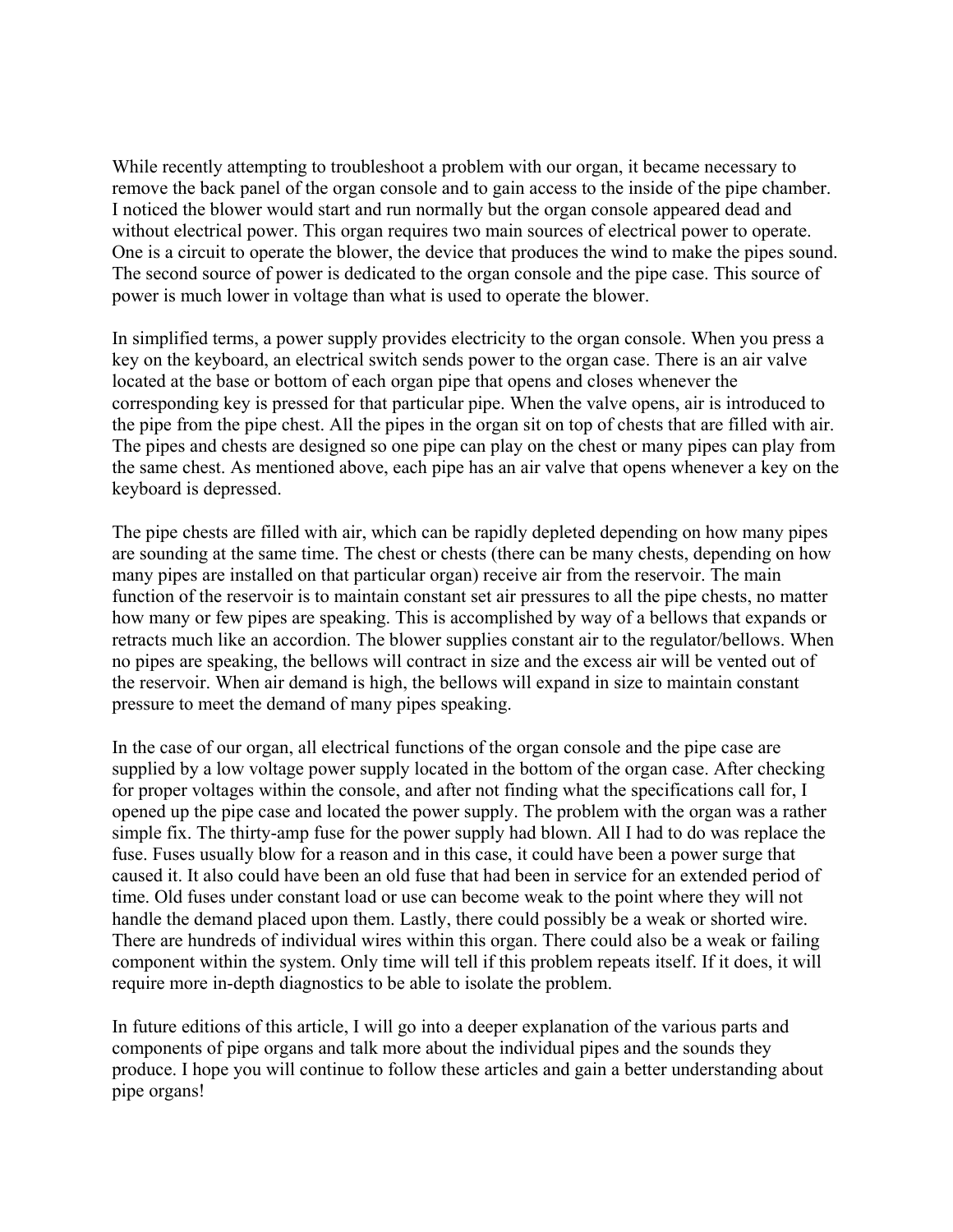While recently attempting to troubleshoot a problem with our organ, it became necessary to remove the back panel of the organ console and to gain access to the inside of the pipe chamber. I noticed the blower would start and run normally but the organ console appeared dead and without electrical power. This organ requires two main sources of electrical power to operate. One is a circuit to operate the blower, the device that produces the wind to make the pipes sound. The second source of power is dedicated to the organ console and the pipe case. This source of power is much lower in voltage than what is used to operate the blower.

In simplified terms, a power supply provides electricity to the organ console. When you press a key on the keyboard, an electrical switch sends power to the organ case. There is an air valve located at the base or bottom of each organ pipe that opens and closes whenever the corresponding key is pressed for that particular pipe. When the valve opens, air is introduced to the pipe from the pipe chest. All the pipes in the organ sit on top of chests that are filled with air. The pipes and chests are designed so one pipe can play on the chest or many pipes can play from the same chest. As mentioned above, each pipe has an air valve that opens whenever a key on the keyboard is depressed.

The pipe chests are filled with air, which can be rapidly depleted depending on how many pipes are sounding at the same time. The chest or chests (there can be many chests, depending on how many pipes are installed on that particular organ) receive air from the reservoir. The main function of the reservoir is to maintain constant set air pressures to all the pipe chests, no matter how many or few pipes are speaking. This is accomplished by way of a bellows that expands or retracts much like an accordion. The blower supplies constant air to the regulator/bellows. When no pipes are speaking, the bellows will contract in size and the excess air will be vented out of the reservoir. When air demand is high, the bellows will expand in size to maintain constant pressure to meet the demand of many pipes speaking.

In the case of our organ, all electrical functions of the organ console and the pipe case are supplied by a low voltage power supply located in the bottom of the organ case. After checking for proper voltages within the console, and after not finding what the specifications call for, I opened up the pipe case and located the power supply. The problem with the organ was a rather simple fix. The thirty-amp fuse for the power supply had blown. All I had to do was replace the fuse. Fuses usually blow for a reason and in this case, it could have been a power surge that caused it. It also could have been an old fuse that had been in service for an extended period of time. Old fuses under constant load or use can become weak to the point where they will not handle the demand placed upon them. Lastly, there could possibly be a weak or shorted wire. There are hundreds of individual wires within this organ. There could also be a weak or failing component within the system. Only time will tell if this problem repeats itself. If it does, it will require more in-depth diagnostics to be able to isolate the problem.

In future editions of this article, I will go into a deeper explanation of the various parts and components of pipe organs and talk more about the individual pipes and the sounds they produce. I hope you will continue to follow these articles and gain a better understanding about pipe organs!